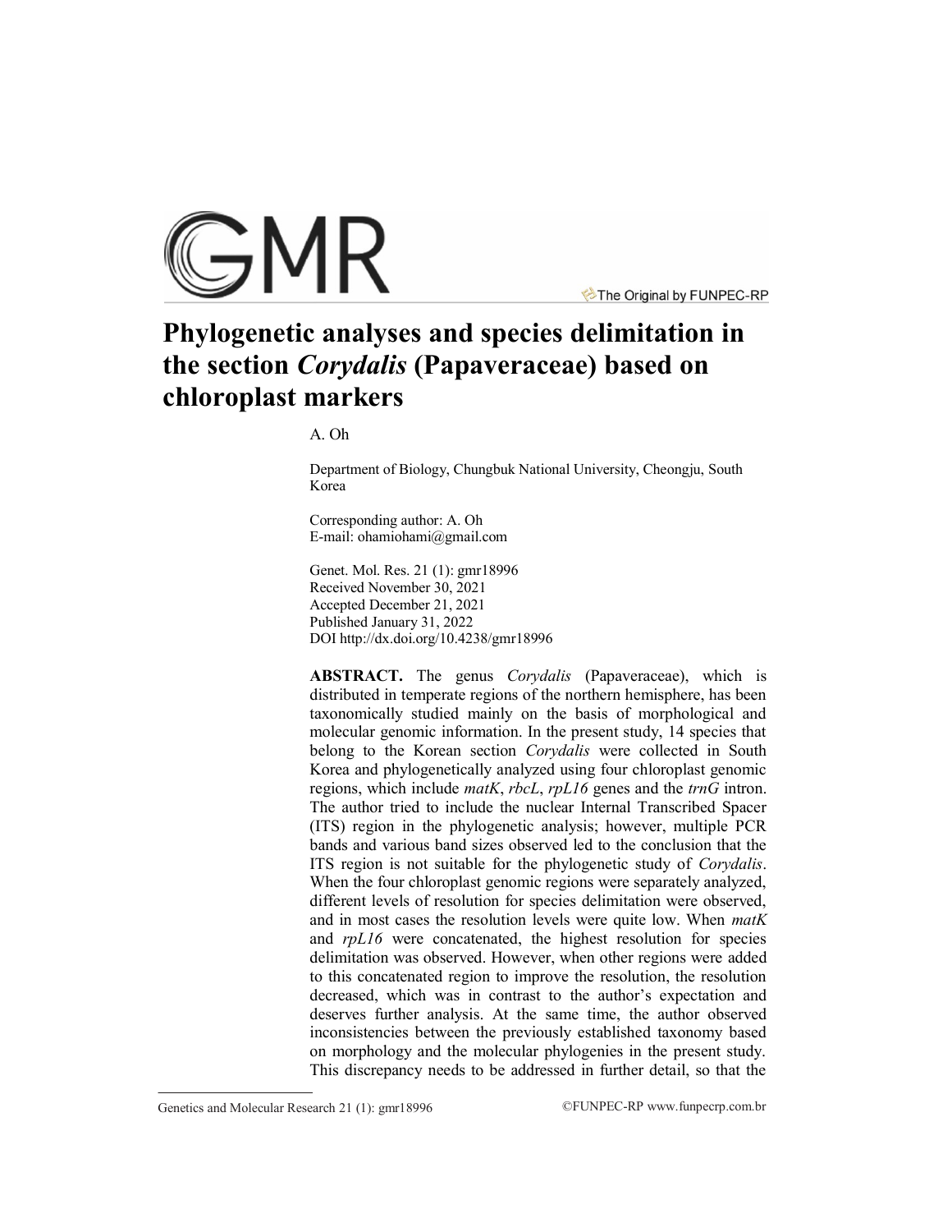# Phylogenetic analyses and species delimitation in the section *Corydalis* (Papaveraceae) based on chloroplast markers

A. Oh

Department of Biology, Chungbuk National University, Cheongju, South Korea

Corresponding author: A. Oh
E-mail: ohamiohami@gmail.com

Genet. Mol. Res. 21 (1): gmr18996
Received November 30, 2021
Accepted December 21, 2021
Published January 31, 2022
DOI http://dx.doi.org/10.4238/gmr18996

**ABSTRACT.** The genus *Corydalis* (Papaveraceae), which is distributed in temperate regions of the northern hemisphere, has been taxonomically studied mainly on the basis of morphological and molecular genomic information. In the present study, 14 species that belong to the Korean section *Corydalis* were collected in South Korea and phylogenetically analyzed using four chloroplast genomic regions, which include *matK*, *rbcL*, *rpL16* genes and the *trnG* intron. The author tried to include the nuclear Internal Transcribed Spacer (ITS) region in the phylogenetic analysis; however, multiple PCR bands and various band sizes observed led to the conclusion that the ITS region is not suitable for the phylogenetic study of *Corydalis*. When the four chloroplast genomic regions were separately analyzed, different levels of resolution for species delimitation were observed, and in most cases the resolution levels were quite low. When *matK* and *rpL16* were concatenated, the highest resolution for species delimitation was observed. However, when other regions were added to this concatenated region to improve the resolution, the resolution decreased, which was in contrast to the author's expectation and deserves further analysis. At the same time, the author observed inconsistencies between the previously established taxonomy based on morphology and the molecular phylogenies in the present study. This discrepancy needs to be addressed in further detail, so that the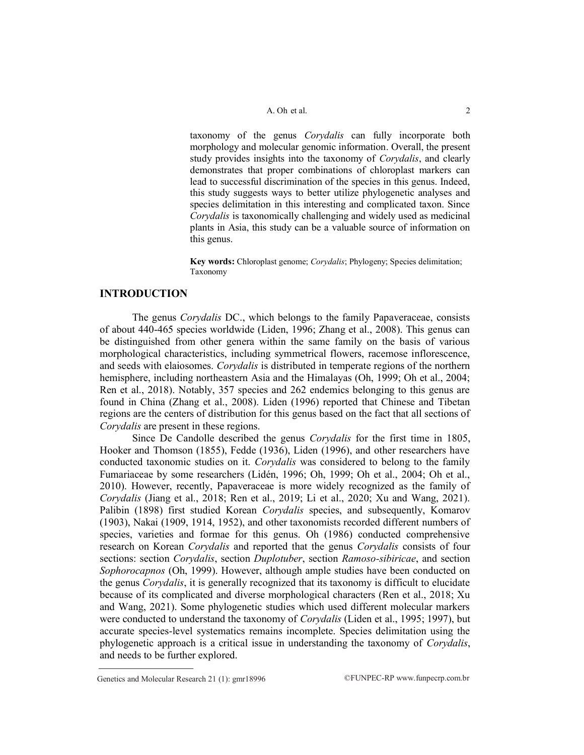taxonomy of the genus *Corydalis* can fully incorporate both morphology and molecular genomic information. Overall, the present study provides insights into the taxonomy of *Corydalis*, and clearly demonstrates that proper combinations of chloroplast markers can lead to successful discrimination of the species in this genus. Indeed, this study suggests ways to better utilize phylogenetic analyses and species delimitation in this interesting and complicated taxon. Since *Corydalis* is taxonomically challenging and widely used as medicinal plants in Asia, this study can be a valuable source of information on this genus.

**Key words:** Chloroplast genome; *Corydalis*; Phylogeny; Species delimitation; Taxonomy

## INTRODUCTION

The genus *Corydalis* DC., which belongs to the family Papaveraceae, consists of about 440-465 species worldwide (Liden, 1996; Zhang et al., 2008). This genus can be distinguished from other genera within the same family on the basis of various morphological characteristics, including symmetrical flowers, racemose inflorescence, and seeds with elaiosomes. *Corydalis* is distributed in temperate regions of the northern hemisphere, including northeastern Asia and the Himalayas (Oh, 1999; Oh et al., 2004; Ren et al., 2018). Notably, 357 species and 262 endemics belonging to this genus are found in China (Zhang et al., 2008). Liden (1996) reported that Chinese and Tibetan regions are the centers of distribution for this genus based on the fact that all sections of *Corydalis* are present in these regions.

Since De Candolle described the genus *Corydalis* for the first time in 1805, Hooker and Thomson (1855), Fedde (1936), Liden (1996), and other researchers have conducted taxonomic studies on it. *Corydalis* was considered to belong to the family Fumariaceae by some researchers (Lidén, 1996; Oh, 1999; Oh et al., 2004; Oh et al., 2010). However, recently, Papaveraceae is more widely recognized as the family of *Corydalis* (Jiang et al., 2018; Ren et al., 2019; Li et al., 2020; Xu and Wang, 2021). Palibin (1898) first studied Korean *Corydalis* species, and subsequently, Komarov (1903), Nakai (1909, 1914, 1952), and other taxonomists recorded different numbers of species, varieties and formae for this genus. Oh (1986) conducted comprehensive research on Korean *Corydalis* and reported that the genus *Corydalis* consists of four sections: section *Corydalis*, section *Duplotuber*, section *Ramoso-sibiricae*, and section *Sophorocapnos* (Oh, 1999). However, although ample studies have been conducted on the genus *Corydalis*, it is generally recognized that its taxonomy is difficult to elucidate because of its complicated and diverse morphological characters (Ren et al., 2018; Xu and Wang, 2021). Some phylogenetic studies which used different molecular markers were conducted to understand the taxonomy of *Corydalis* (Liden et al., 1995; 1997), but accurate species-level systematics remains incomplete. Species delimitation using the phylogenetic approach is a critical issue in understanding the taxonomy of *Corydalis*, and needs to be further explored.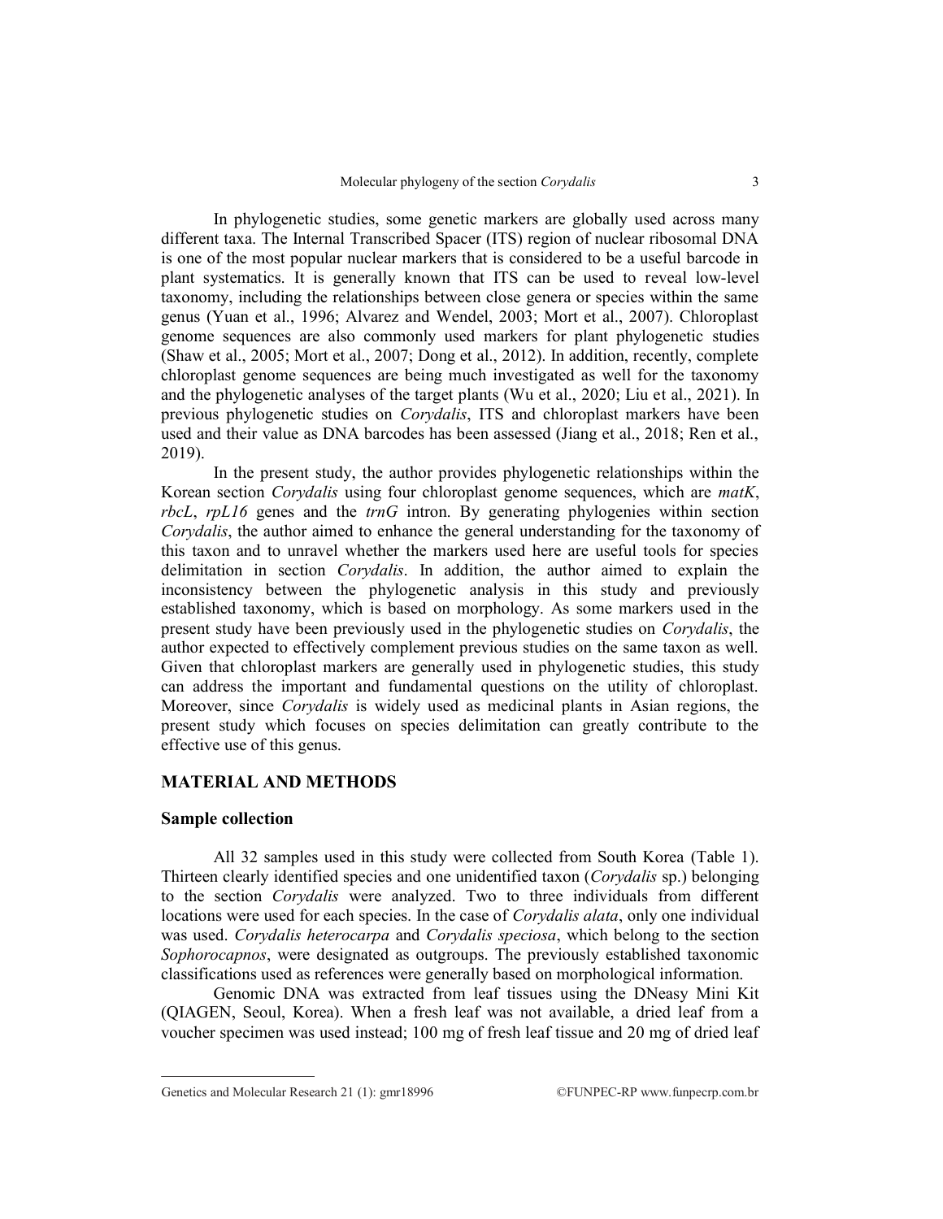In phylogenetic studies, some genetic markers are globally used across many different taxa. The Internal Transcribed Spacer (ITS) region of nuclear ribosomal DNA is one of the most popular nuclear markers that is considered to be a useful barcode in plant systematics. It is generally known that ITS can be used to reveal low-level taxonomy, including the relationships between close genera or species within the same genus (Yuan et al., 1996; Alvarez and Wendel, 2003; Mort et al., 2007). Chloroplast genome sequences are also commonly used markers for plant phylogenetic studies (Shaw et al., 2005; Mort et al., 2007; Dong et al., 2012). In addition, recently, complete chloroplast genome sequences are being much investigated as well for the taxonomy and the phylogenetic analyses of the target plants (Wu et al., 2020; Liu et al., 2021). In previous phylogenetic studies on *Corydalis*, ITS and chloroplast markers have been used and their value as DNA barcodes has been assessed (Jiang et al., 2018; Ren et al., 2019).

In the present study, the author provides phylogenetic relationships within the Korean section *Corydalis* using four chloroplast genome sequences, which are *matK*, *rbcL*, *rpL16* genes and the *trnG* intron. By generating phylogenies within section *Corydalis*, the author aimed to enhance the general understanding for the taxonomy of this taxon and to unravel whether the markers used here are useful tools for species delimitation in section *Corydalis*. In addition, the author aimed to explain the inconsistency between the phylogenetic analysis in this study and previously established taxonomy, which is based on morphology. As some markers used in the present study have been previously used in the phylogenetic studies on *Corydalis*, the author expected to effectively complement previous studies on the same taxon as well. Given that chloroplast markers are generally used in phylogenetic studies, this study can address the important and fundamental questions on the utility of chloroplast. Moreover, since *Corydalis* is widely used as medicinal plants in Asian regions, the present study which focuses on species delimitation can greatly contribute to the effective use of this genus.

## MATERIAL AND METHODS

### Sample collection

All 32 samples used in this study were collected from South Korea (Table 1). Thirteen clearly identified species and one unidentified taxon (*Corydalis* sp.) belonging to the section *Corydalis* were analyzed. Two to three individuals from different locations were used for each species. In the case of *Corydalis alata*, only one individual was used. *Corydalis heterocarpa* and *Corydalis speciosa*, which belong to the section *Sophorocapnos*, were designated as outgroups. The previously established taxonomic classifications used as references were generally based on morphological information.

Genomic DNA was extracted from leaf tissues using the DNeasy Mini Kit (QIAGEN, Seoul, Korea). When a fresh leaf was not available, a dried leaf from a voucher specimen was used instead; 100 mg of fresh leaf tissue and 20 mg of dried leaf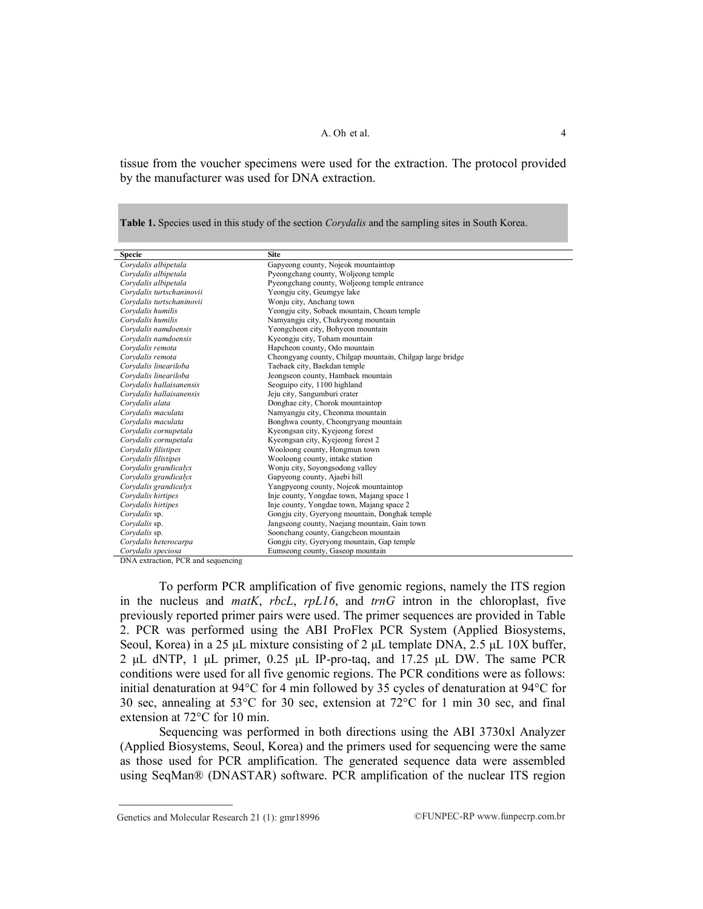tissue from the voucher specimens were used for the extraction. The protocol provided by the manufacturer was used for DNA extraction.

**Table 1.** Species used in this study of the section *Corydalis* and the sampling sites in South Korea.

| Specie | Site |
|---|---|
| *Corydalis albipetala* | Gapyeong county, Nojeok mountaintop |
| *Corydalis albipetala* | Pyeongchang county, Woljeong temple |
| *Corydalis albipetala* | Pyeongchang county, Woljeong temple entrance |
| *Corydalis turtschaninovii* | Yeongju city, Geumgye lake |
| *Corydalis turtschaninovii* | Wonju city, Anchang town |
| *Corydalis humilis* | Yeongju city, Sobaek mountain, Choam temple |
| *Corydalis humilis* | Namyangju city, Chukryeong mountain |
| *Corydalis namdoensis* | Yeongcheon city, Bohyeon mountain |
| *Corydalis namdoensis* | Kyeongju city, Toham mountain |
| *Corydalis remota* | Hapcheon county, Odo mountain |
| *Corydalis remota* | Cheongyang county, Chilgap mountain, Chilgap large bridge |
| *Corydalis lineariloba* | Taebaek city, Baekdan temple |
| *Corydalis lineariloba* | Jeongseon county, Hambaek mountain |
| *Corydalis hallaisanensis* | Seoguipo city, 1100 highland |
| *Corydalis hallaisanensis* | Jeju city, Sangumburi crater |
| *Corydalis alata* | Donghae city, Chorok mountaintop |
| *Corydalis maculata* | Namyangju city, Cheonma mountain |
| *Corydalis maculata* | Bonghwa county, Cheongryang mountain |
| *Corydalis cornupetala* | Kyeongsan city, Kyejeong forest |
| *Corydalis cornupetala* | Kyeongsan city, Kyejeong forest 2 |
| *Corydalis filistipes* | Wooloong county, Hongmun town |
| *Corydalis filistipes* | Wooloong county, intake station |
| *Corydalis grandicalyx* | Wonju city, Soyongsodong valley |
| *Corydalis grandicalyx* | Gapyeong county, Ajaebi hill |
| *Corydalis grandicalyx* | Yangpyeong county, Nojeok mountaintop |
| *Corydalis hirtipes* | Inje county, Yongdae town, Majang space 1 |
| *Corydalis hirtipes* | Inje county, Yongdae town, Majang space 2 |
| *Corydalis* sp. | Gongju city, Gyeryong mountain, Donghak temple |
| *Corydalis* sp. | Jangseong county, Naejang mountain, Gain town |
| *Corydalis* sp. | Soonchang county, Gangcheon mountain |
| *Corydalis heterocarpa* | Gongju city, Gyeryong mountain, Gap temple |
| *Corydalis speciosa* | Eumseong county, Gaseop mountain |

DNA extraction, PCR and sequencing

To perform PCR amplification of five genomic regions, namely the ITS region in the nucleus and *matK*, *rbcL*, *rpL16*, and *trnG* intron in the chloroplast, five previously reported primer pairs were used. The primer sequences are provided in Table 2. PCR was performed using the ABI ProFlex PCR System (Applied Biosystems, Seoul, Korea) in a 25 μL mixture consisting of 2 μL template DNA, 2.5 μL 10X buffer, 2 μL dNTP, 1 μL primer, 0.25 μL IP-pro-taq, and 17.25 μL DW. The same PCR conditions were used for all five genomic regions. The PCR conditions were as follows: initial denaturation at 94°C for 4 min followed by 35 cycles of denaturation at 94°C for 30 sec, annealing at 53°C for 30 sec, extension at 72°C for 1 min 30 sec, and final extension at 72°C for 10 min.

Sequencing was performed in both directions using the ABI 3730xl Analyzer (Applied Biosystems, Seoul, Korea) and the primers used for sequencing were the same as those used for PCR amplification. The generated sequence data were assembled using SeqMan® (DNASTAR) software. PCR amplification of the nuclear ITS region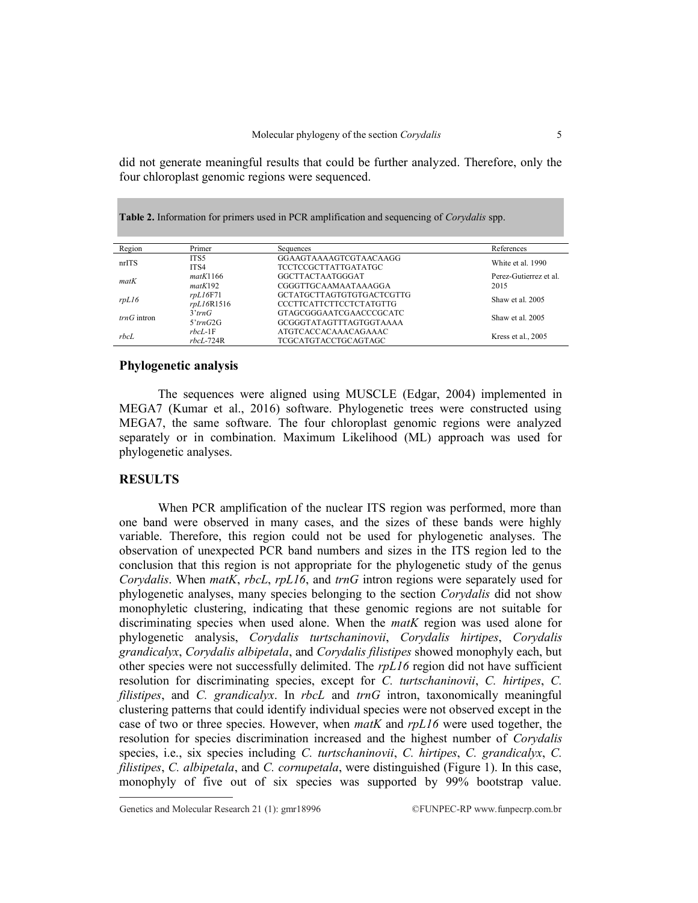did not generate meaningful results that could be further analyzed. Therefore, only the four chloroplast genomic regions were sequenced.

**Table 2.** Information for primers used in PCR amplification and sequencing of *Corydalis* spp.

| Region | Primer | Sequences | References |
|---|---|---|---|
| nrITS | ITS5 | GGAAGTAAAAGTCGTAACAAGG | White et al. 1990 |
| | ITS4 | TCCTCCGCTTATTGATATGC | |
| *matK* | *matK*1166 | GGCTTACTAATGGGAT | Perez-Gutierrez et al. 2015 |
| | *matK*192 | CGGGTTGCAAMAATAAAGGA | |
| *rpL16* | *rpL16*F71 | GCTATGCTTAGTGTGTGACTCGTTG | Shaw et al. 2005 |
| | *rpL16*R1516 | CCCTTCATTCTTCCTCTATGTTG | |
| *trnG* intron | 3'*trnG* | GTAGCGGGAATCGAACCCGCATC | Shaw et al. 2005 |
| | 5'*trnG*2G | GCGGGTATAGTTTAGTGGTAAAA | |
| *rbcL* | *rbcL*-1F | ATGTCACCACAAACAGAAAC | Kress et al., 2005 |
| | *rbcL*-724R | TCGCATGTACCTGCAGTAGC | |

## Phylogenetic analysis

The sequences were aligned using MUSCLE (Edgar, 2004) implemented in MEGA7 (Kumar et al., 2016) software. Phylogenetic trees were constructed using MEGA7, the same software. The four chloroplast genomic regions were analyzed separately or in combination. Maximum Likelihood (ML) approach was used for phylogenetic analyses.

## RESULTS

When PCR amplification of the nuclear ITS region was performed, more than one band were observed in many cases, and the sizes of these bands were highly variable. Therefore, this region could not be used for phylogenetic analyses. The observation of unexpected PCR band numbers and sizes in the ITS region led to the conclusion that this region is not appropriate for the phylogenetic study of the genus *Corydalis*. When *matK*, *rbcL*, *rpL16*, and *trnG* intron regions were separately used for phylogenetic analyses, many species belonging to the section *Corydalis* did not show monophyletic clustering, indicating that these genomic regions are not suitable for discriminating species when used alone. When the *matK* region was used alone for phylogenetic analysis, *Corydalis turtschaninovii*, *Corydalis hirtipes*, *Corydalis grandicalyx*, *Corydalis albipetala*, and *Corydalis filistipes* showed monophyly each, but other species were not successfully delimited. The *rpL16* region did not have sufficient resolution for discriminating species, except for *C. turtschaninovii*, *C. hirtipes*, *C. filistipes*, and *C. grandicalyx*. In *rbcL* and *trnG* intron, taxonomically meaningful clustering patterns that could identify individual species were not observed except in the case of two or three species. However, when *matK* and *rpL16* were used together, the resolution for species discrimination increased and the highest number of *Corydalis* species, i.e., six species including *C. turtschaninovii*, *C. hirtipes*, *C. grandicalyx*, *C. filistipes*, *C. albipetala*, and *C. cornupetala*, were distinguished (Figure 1). In this case, monophyly of five out of six species was supported by 99% bootstrap value.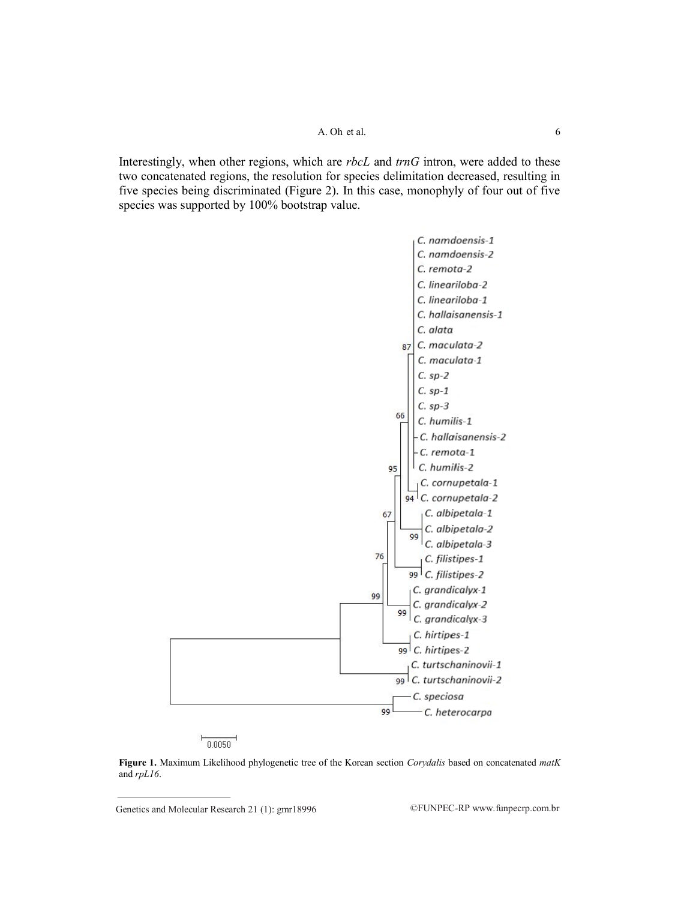Interestingly, when other regions, which are *rbcL* and *trnG* intron, were added to these two concatenated regions, the resolution for species delimitation decreased, resulting in five species being discriminated (Figure 2). In this case, monophyly of four out of five species was supported by 100% bootstrap value.

**Figure 1.** Maximum Likelihood phylogenetic tree of the Korean section *Corydalis* based on concatenated *matK* and *rpL16*.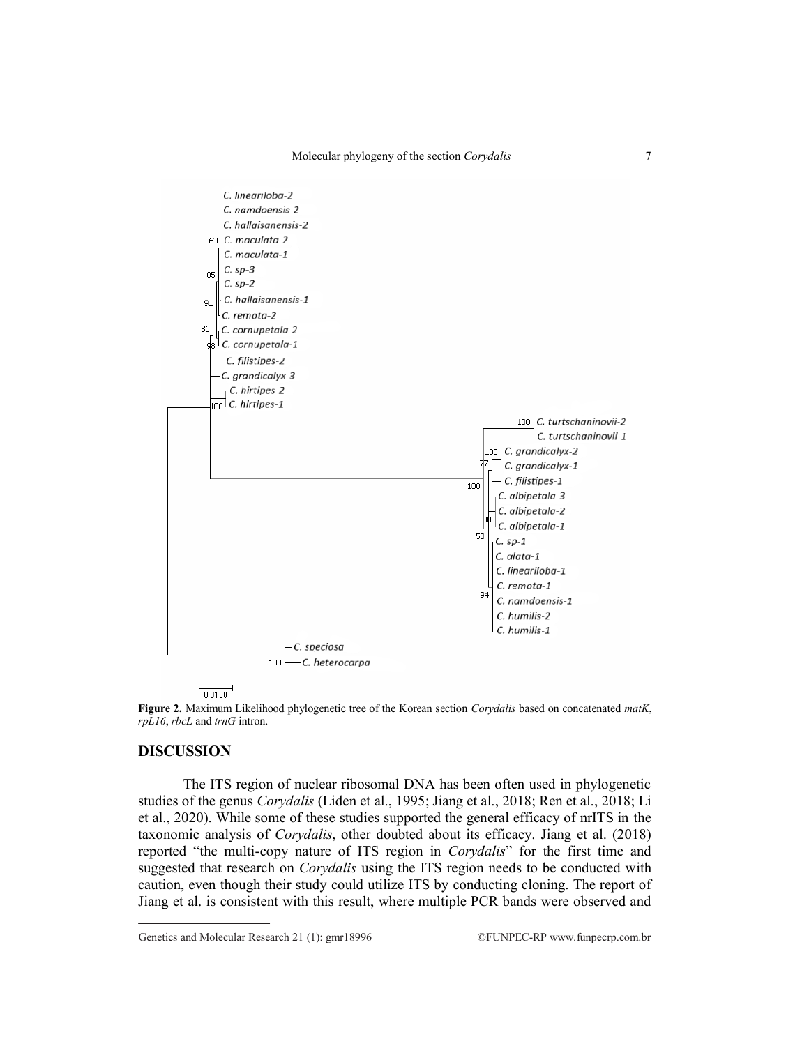**Figure 2.** Maximum Likelihood phylogenetic tree of the Korean section *Corydalis* based on concatenated *matK*, *rpL16*, *rbcL* and *trnG* intron.

## DISCUSSION

The ITS region of nuclear ribosomal DNA has been often used in phylogenetic studies of the genus *Corydalis* (Liden et al., 1995; Jiang et al., 2018; Ren et al., 2018; Li et al., 2020). While some of these studies supported the general efficacy of nrITS in the taxonomic analysis of *Corydalis*, other doubted about its efficacy. Jiang et al. (2018) reported "the multi-copy nature of ITS region in *Corydalis*" for the first time and suggested that research on *Corydalis* using the ITS region needs to be conducted with caution, even though their study could utilize ITS by conducting cloning. The report of Jiang et al. is consistent with this result, where multiple PCR bands were observed and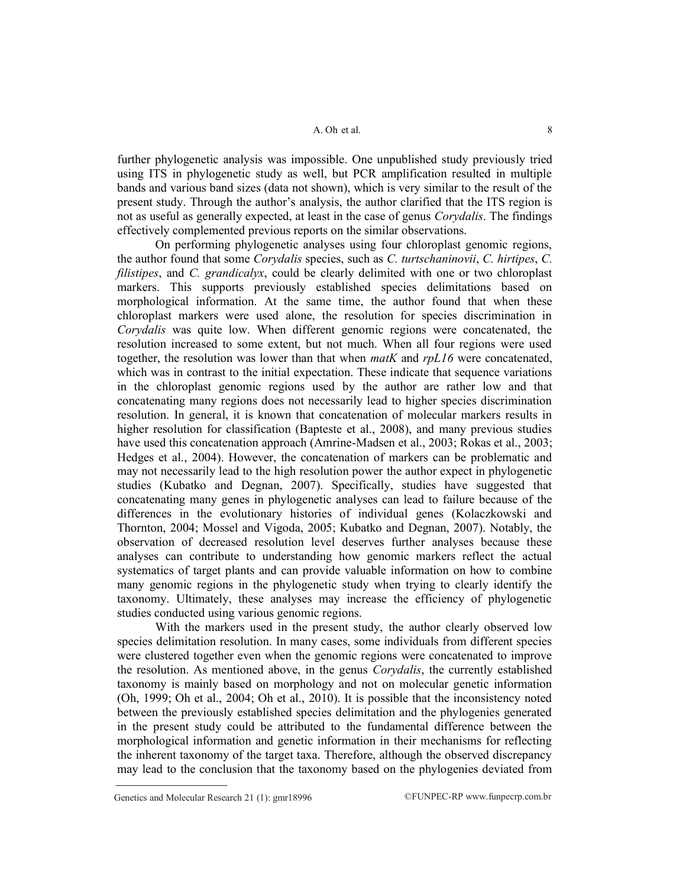further phylogenetic analysis was impossible. One unpublished study previously tried using ITS in phylogenetic study as well, but PCR amplification resulted in multiple bands and various band sizes (data not shown), which is very similar to the result of the present study. Through the author's analysis, the author clarified that the ITS region is not as useful as generally expected, at least in the case of genus *Corydalis*. The findings effectively complemented previous reports on the similar observations.

On performing phylogenetic analyses using four chloroplast genomic regions, the author found that some *Corydalis* species, such as *C. turtschaninovii*, *C. hirtipes*, *C. filistipes*, and *C. grandicalyx*, could be clearly delimited with one or two chloroplast markers. This supports previously established species delimitations based on morphological information. At the same time, the author found that when these chloroplast markers were used alone, the resolution for species discrimination in *Corydalis* was quite low. When different genomic regions were concatenated, the resolution increased to some extent, but not much. When all four regions were used together, the resolution was lower than that when *matK* and *rpL16* were concatenated, which was in contrast to the initial expectation. These indicate that sequence variations in the chloroplast genomic regions used by the author are rather low and that concatenating many regions does not necessarily lead to higher species discrimination resolution. In general, it is known that concatenation of molecular markers results in higher resolution for classification (Bapteste et al., 2008), and many previous studies have used this concatenation approach (Amrine-Madsen et al., 2003; Rokas et al., 2003; Hedges et al., 2004). However, the concatenation of markers can be problematic and may not necessarily lead to the high resolution power the author expect in phylogenetic studies (Kubatko and Degnan, 2007). Specifically, studies have suggested that concatenating many genes in phylogenetic analyses can lead to failure because of the differences in the evolutionary histories of individual genes (Kolaczkowski and Thornton, 2004; Mossel and Vigoda, 2005; Kubatko and Degnan, 2007). Notably, the observation of decreased resolution level deserves further analyses because these analyses can contribute to understanding how genomic markers reflect the actual systematics of target plants and can provide valuable information on how to combine many genomic regions in the phylogenetic study when trying to clearly identify the taxonomy. Ultimately, these analyses may increase the efficiency of phylogenetic studies conducted using various genomic regions.

With the markers used in the present study, the author clearly observed low species delimitation resolution. In many cases, some individuals from different species were clustered together even when the genomic regions were concatenated to improve the resolution. As mentioned above, in the genus *Corydalis*, the currently established taxonomy is mainly based on morphology and not on molecular genetic information (Oh, 1999; Oh et al., 2004; Oh et al., 2010). It is possible that the inconsistency noted between the previously established species delimitation and the phylogenies generated in the present study could be attributed to the fundamental difference between the morphological information and genetic information in their mechanisms for reflecting the inherent taxonomy of the target taxa. Therefore, although the observed discrepancy may lead to the conclusion that the taxonomy based on the phylogenies deviated from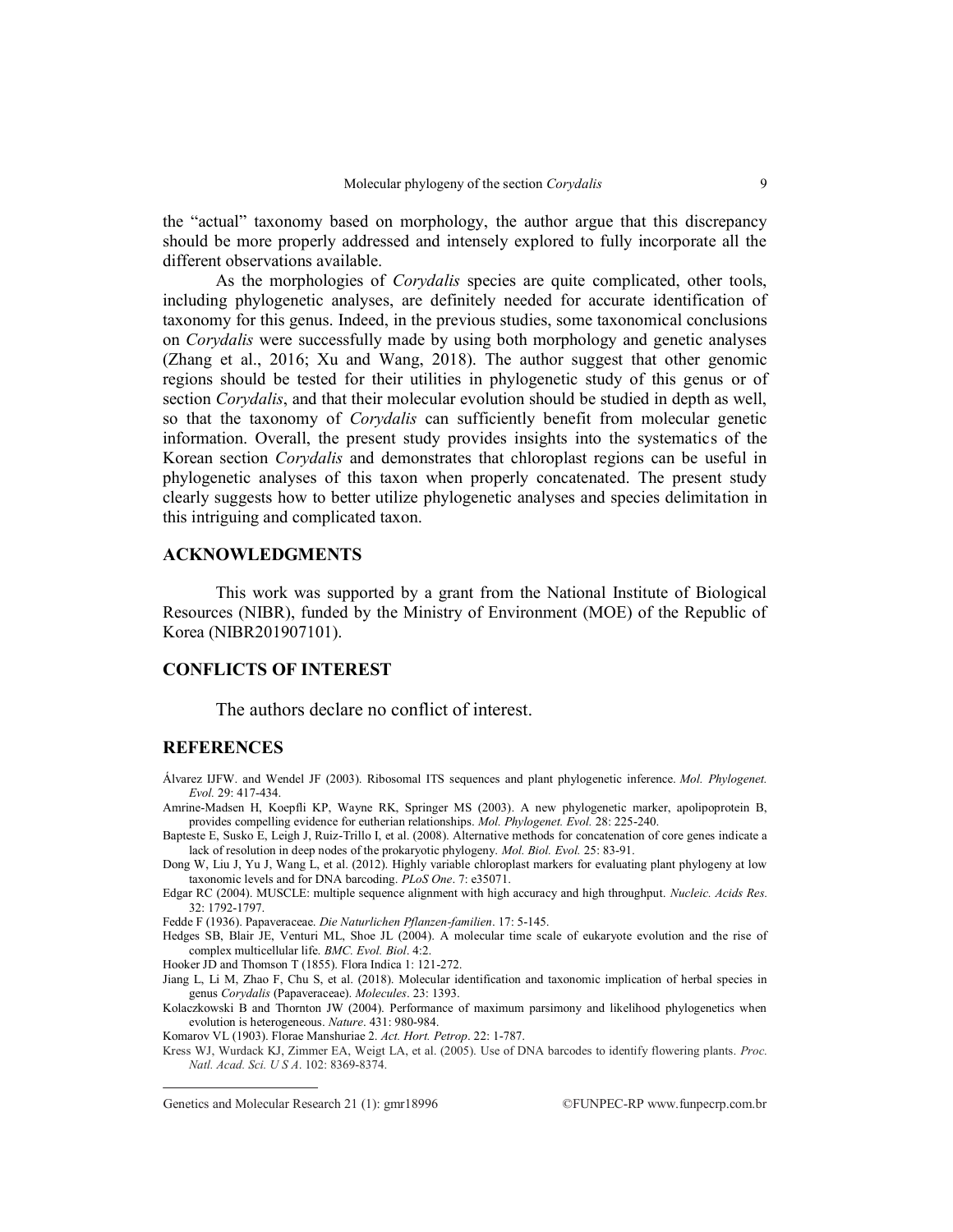the "actual" taxonomy based on morphology, the author argue that this discrepancy should be more properly addressed and intensely explored to fully incorporate all the different observations available.

As the morphologies of *Corydalis* species are quite complicated, other tools, including phylogenetic analyses, are definitely needed for accurate identification of taxonomy for this genus. Indeed, in the previous studies, some taxonomical conclusions on *Corydalis* were successfully made by using both morphology and genetic analyses (Zhang et al., 2016; Xu and Wang, 2018). The author suggest that other genomic regions should be tested for their utilities in phylogenetic study of this genus or of section *Corydalis*, and that their molecular evolution should be studied in depth as well, so that the taxonomy of *Corydalis* can sufficiently benefit from molecular genetic information. Overall, the present study provides insights into the systematics of the Korean section *Corydalis* and demonstrates that chloroplast regions can be useful in phylogenetic analyses of this taxon when properly concatenated. The present study clearly suggests how to better utilize phylogenetic analyses and species delimitation in this intriguing and complicated taxon.

## ACKNOWLEDGMENTS

This work was supported by a grant from the National Institute of Biological Resources (NIBR), funded by the Ministry of Environment (MOE) of the Republic of Korea (NIBR201907101).

## CONFLICTS OF INTEREST

The authors declare no conflict of interest.

## REFERENCES

Álvarez IJFW. and Wendel JF (2003). Ribosomal ITS sequences and plant phylogenetic inference. *Mol. Phylogenet. Evol.* 29: 417-434.

Amrine-Madsen H, Koepfli KP, Wayne RK, Springer MS (2003). A new phylogenetic marker, apolipoprotein B, provides compelling evidence for eutherian relationships. *Mol. Phylogenet. Evol.* 28: 225-240.

Bapteste E, Susko E, Leigh J, Ruiz-Trillo I, et al. (2008). Alternative methods for concatenation of core genes indicate a lack of resolution in deep nodes of the prokaryotic phylogeny. *Mol. Biol. Evol.* 25: 83-91.

Dong W, Liu J, Yu J, Wang L, et al. (2012). Highly variable chloroplast markers for evaluating plant phylogeny at low taxonomic levels and for DNA barcoding. *PLoS One*. 7: e35071.

Edgar RC (2004). MUSCLE: multiple sequence alignment with high accuracy and high throughput. *Nucleic. Acids Res.* 32: 1792-1797.

Fedde F (1936). Papaveraceae. *Die Naturlichen Pflanzen-familien*. 17: 5-145.

Hedges SB, Blair JE, Venturi ML, Shoe JL (2004). A molecular time scale of eukaryote evolution and the rise of complex multicellular life. *BMC. Evol. Biol*. 4:2.

Hooker JD and Thomson T (1855). Flora Indica 1: 121-272.

Jiang L, Li M, Zhao F, Chu S, et al. (2018). Molecular identification and taxonomic implication of herbal species in genus *Corydalis* (Papaveraceae). *Molecules*. 23: 1393.

Kolaczkowski B and Thornton JW (2004). Performance of maximum parsimony and likelihood phylogenetics when evolution is heterogeneous. *Nature*. 431: 980-984.

Komarov VL (1903). Florae Manshuriae 2. *Act. Hort. Petrop*. 22: 1-787.

Kress WJ, Wurdack KJ, Zimmer EA, Weigt LA, et al. (2005). Use of DNA barcodes to identify flowering plants. *Proc. Natl. Acad. Sci. U S A*. 102: 8369-8374.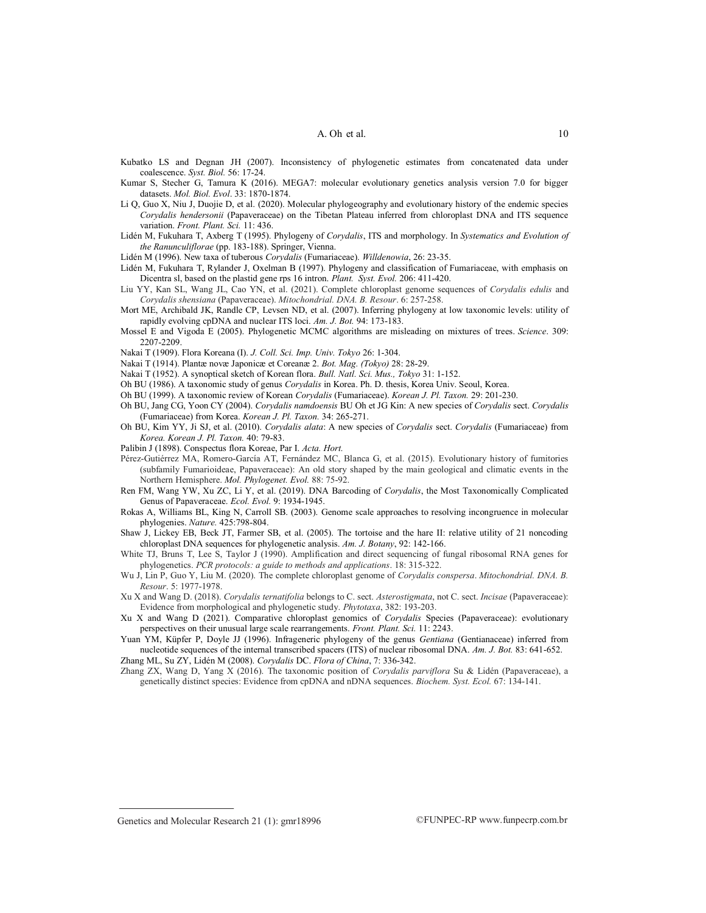Kubatko LS and Degnan JH (2007). Inconsistency of phylogenetic estimates from concatenated data under coalescence. *Syst. Biol.* 56: 17-24.

Kumar S, Stecher G, Tamura K (2016). MEGA7: molecular evolutionary genetics analysis version 7.0 for bigger datasets. *Mol. Biol. Evol*. 33: 1870-1874.

Li Q, Guo X, Niu J, Duojie D, et al. (2020). Molecular phylogeography and evolutionary history of the endemic species *Corydalis hendersonii* (Papaveraceae) on the Tibetan Plateau inferred from chloroplast DNA and ITS sequence variation. *Front. Plant. Sci.* 11: 436.

Lidén M, Fukuhara T, Axberg T (1995). Phylogeny of *Corydalis*, ITS and morphology. In *Systematics and Evolution of the Ranunculiflorae* (pp. 183-188). Springer, Vienna.

Lidén M (1996). New taxa of tuberous *Corydalis* (Fumariaceae). *Willdenowia*, 26: 23-35.

Lidén M, Fukuhara T, Rylander J, Oxelman B (1997). Phylogeny and classification of Fumariaceae, with emphasis on Dicentra sl, based on the plastid gene rps 16 intron. *Plant. Syst. Evol.* 206: 411-420.

Liu YY, Kan SL, Wang JL, Cao YN, et al. (2021). Complete chloroplast genome sequences of *Corydalis edulis* and *Corydalis shensiana* (Papaveraceae). *Mitochondrial. DNA. B. Resour*. 6: 257-258.

Mort ME, Archibald JK, Randle CP, Levsen ND, et al. (2007). Inferring phylogeny at low taxonomic levels: utility of rapidly evolving cpDNA and nuclear ITS loci. *Am. J. Bot.* 94: 173-183.

Mossel E and Vigoda E (2005). Phylogenetic MCMC algorithms are misleading on mixtures of trees. *Science*. 309: 2207-2209.

Nakai T (1909). Flora Koreana (I). *J. Coll. Sci. Imp. Univ. Tokyo* 26: 1-304.

Nakai T (1914). Plantæ novæ Japonicæ et Coreanæ 2. *Bot. Mag. (Tokyo)* 28: 28-29.

Nakai T (1952). A synoptical sketch of Korean flora. *Bull. Natl. Sci. Mus., Tokyo* 31: 1-152.

Oh BU (1986). A taxonomic study of genus *Corydalis* in Korea. Ph. D. thesis, Korea Univ. Seoul, Korea.

Oh BU (1999). A taxonomic review of Korean *Corydalis* (Fumariaceae). *Korean J. Pl. Taxon.* 29: 201-230.

Oh BU, Jang CG, Yoon CY (2004). *Corydalis namdoensis* BU Oh et JG Kin: A new species of *Corydalis* sect. *Corydalis* (Fumariaceae) from Korea. *Korean J. Pl. Taxon.* 34: 265-271.

Oh BU, Kim YY, Ji SJ, et al. (2010). *Corydalis alata*: A new species of *Corydalis* sect. *Corydalis* (Fumariaceae) from *Korea. Korean J. Pl. Taxon.* 40: 79-83.

Palibin J (1898). Conspectus flora Koreae, Par I. *Acta. Hort.*

Pérez-Gutiérrez MA, Romero-García AT, Fernández MC, Blanca G, et al. (2015). Evolutionary history of fumitories (subfamily Fumarioideae, Papaveraceae): An old story shaped by the main geological and climatic events in the Northern Hemisphere. *Mol. Phylogenet. Evol.* 88: 75-92.

Ren FM, Wang YW, Xu ZC, Li Y, et al. (2019). DNA Barcoding of *Corydalis*, the Most Taxonomically Complicated Genus of Papaveraceae. *Ecol. Evol.* 9: 1934-1945.

Rokas A, Williams BL, King N, Carroll SB. (2003). Genome scale approaches to resolving incongruence in molecular phylogenies. *Nature.* 425:798-804.

Shaw J, Lickey EB, Beck JT, Farmer SB, et al. (2005). The tortoise and the hare II: relative utility of 21 noncoding chloroplast DNA sequences for phylogenetic analysis. *Am. J. Botany*, 92: 142-166.

White TJ, Bruns T, Lee S, Taylor J (1990). Amplification and direct sequencing of fungal ribosomal RNA genes for phylogenetics. *PCR protocols: a guide to methods and applications*. 18: 315-322.

Wu J, Lin P, Guo Y, Liu M. (2020). The complete chloroplast genome of *Corydalis conspersa*. *Mitochondrial. DNA. B. Resour*. 5: 1977-1978.

Xu X and Wang D. (2018). *Corydalis ternatifolia* belongs to C. sect. *Asterostigmata*, not C. sect. *Incisae* (Papaveraceae): Evidence from morphological and phylogenetic study. *Phytotaxa*, 382: 193-203.

Xu X and Wang D (2021). Comparative chloroplast genomics of *Corydalis* Species (Papaveraceae): evolutionary perspectives on their unusual large scale rearrangements. *Front. Plant. Sci.* 11: 2243.

Yuan YM, Küpfer P, Doyle JJ (1996). Infrageneric phylogeny of the genus *Gentiana* (Gentianaceae) inferred from nucleotide sequences of the internal transcribed spacers (ITS) of nuclear ribosomal DNA. *Am. J. Bot.* 83: 641-652.

Zhang ML, Su ZY, Lidén M (2008). *Corydalis* DC. *Flora of China*, 7: 336-342.

Zhang ZX, Wang D, Yang X (2016). The taxonomic position of *Corydalis parviflora* Su & Lidén (Papaveraceae), a genetically distinct species: Evidence from cpDNA and nDNA sequences. *Biochem. Syst. Ecol.* 67: 134-141.